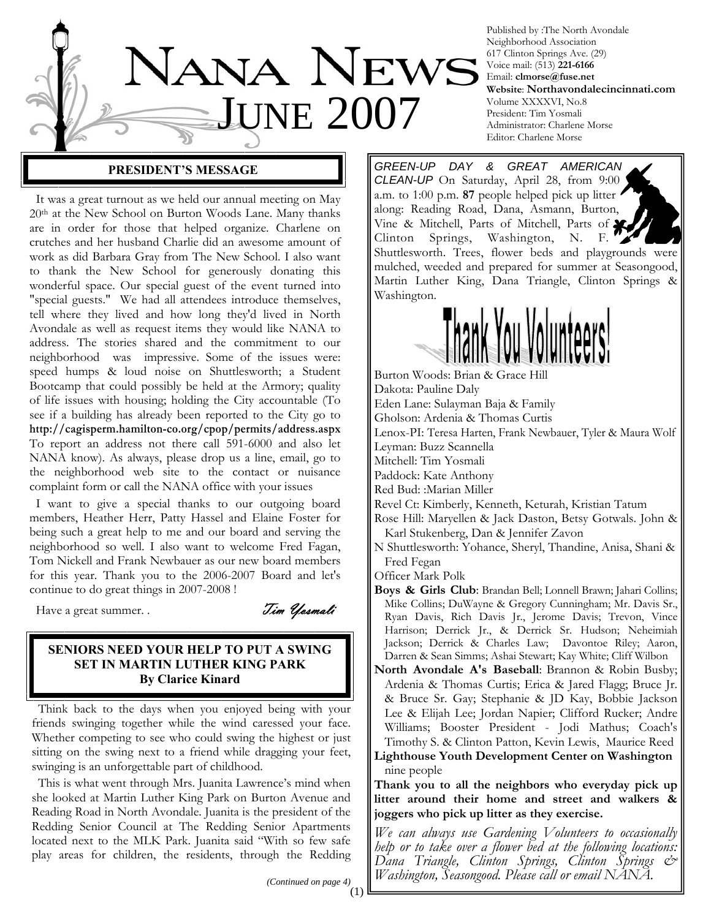# NANA NEWS
## JUNE 2007

Published by :The North Avondale Neighborhood Association
617 Clinton Springs Ave. (29)
Voice mail: (513) **221-6166**
Email: **clmorse@fuse.net**
**Website**: **Northavondalecincinnati.com**
Volume XXXXVI, No.8
President: Tim Yosmali
Administrator: Charlene Morse
Editor: Charlene Morse

## PRESIDENT'S MESSAGE

It was a great turnout as we held our annual meeting on May 20th at the New School on Burton Woods Lane. Many thanks are in order for those that helped organize. Charlene on crutches and her husband Charlie did an awesome amount of work as did Barbara Gray from The New School. I also want to thank the New School for generously donating this wonderful space. Our special guest of the event turned into "special guests." We had all attendees introduce themselves, tell where they lived and how long they'd lived in North Avondale as well as request items they would like NANA to address. The stories shared and the commitment to our neighborhood was impressive. Some of the issues were: speed humps & loud noise on Shuttlesworth; a Student Bootcamp that could possibly be held at the Armory; quality of life issues with housing; holding the City accountable (To see if a building has already been reported to the City go to **http://cagisperm.hamilton-co.org/cpop/permits/address.aspx** To report an address not there call 591-6000 and also let NANA know). As always, please drop us a line, email, go to the neighborhood web site to the contact or nuisance complaint form or call the NANA office with your issues

I want to give a special thanks to our outgoing board members, Heather Herr, Patty Hassel and Elaine Foster for being such a great help to me and our board and serving the neighborhood so well. I also want to welcome Fred Fagan, Tom Nickell and Frank Newbauer as our new board members for this year. Thank you to the 2006-2007 Board and let's continue to do great things in 2007-2008 !

Have a great summer. .

*Tim Yosmali*

## SENIORS NEED YOUR HELP TO PUT A SWING SET IN MARTIN LUTHER KING PARK
**By Clarice Kinard**

Think back to the days when you enjoyed being with your friends swinging together while the wind caressed your face. Whether competing to see who could swing the highest or just sitting on the swing next to a friend while dragging your feet, swinging is an unforgettable part of childhood.

This is what went through Mrs. Juanita Lawrence's mind when she looked at Martin Luther King Park on Burton Avenue and Reading Road in North Avondale. Juanita is the president of the Redding Senior Council at The Redding Senior Apartments located next to the MLK Park. Juanita said "With so few safe play areas for children, the residents, through the Redding

*(Continued on page 4)*

*GREEN-UP DAY & GREAT AMERICAN CLEAN-UP* On Saturday, April 28, from 9:00 a.m. to 1:00 p.m. **87** people helped pick up litter along: Reading Road, Dana, Asmann, Burton, Vine & Mitchell, Parts of Mitchell, Parts of Clinton Springs, Washington, N. F. Shuttlesworth. Trees, flower beds and playgrounds were mulched, weeded and prepared for summer at Seasongood, Martin Luther King, Dana Triangle, Clinton Springs & Washington.

**Thank You Volunteers!**

Burton Woods: Brian & Grace Hill
Dakota: Pauline Daly
Eden Lane: Sulayman Baja & Family
Gholson: Ardenia & Thomas Curtis
Lenox-Pl: Teresa Harten, Frank Newbauer, Tyler & Maura Wolf
Leyman: Buzz Scannella
Mitchell: Tim Yosmali
Paddock: Kate Anthony
Red Bud: :Marian Miller
Revel Ct: Kimberly, Kenneth, Keturah, Kristian Tatum
Rose Hill: Maryellen & Jack Daston, Betsy Gotwals. John & Karl Stukenberg, Dan & Jennifer Zavon
N Shuttlesworth: Yohance, Sheryl, Thandine, Anisa, Shani & Fred Fegan
Officer Mark Polk

**Boys & Girls Club**: Brandan Bell; Lonnell Brawn; Jahari Collins; Mike Collins; DuWayne & Gregory Cunningham; Mr. Davis Sr., Ryan Davis, Rich Davis Jr., Jerome Davis; Trevon, Vince Harrison; Derrick Jr., & Derrick Sr. Hudson; Neheimiah Jackson; Derrick & Charles Law; Davontoe Riley; Aaron, Darren & Sean Simms; Ashai Stewart; Kay White; Cliff Wilbon

**North Avondale A's Baseball**: Brannon & Robin Busby; Ardenia & Thomas Curtis; Erica & Jared Flagg; Bruce Jr. & Bruce Sr. Gay; Stephanie & JD Kay, Bobbie Jackson Lee & Elijah Lee; Jordan Napier; Clifford Rucker; Andre Williams; Booster President - Jodi Mathus; Coach's Timothy S. & Clinton Patton, Kevin Lewis, Maurice Reed

**Lighthouse Youth Development Center on Washington** nine people

**Thank you to all the neighbors who everyday pick up litter around their home and street and walkers & joggers who pick up litter as they exercise.**

*We can always use Gardening Volunteers to occasionally help or to take over a flower bed at the following locations: Dana Triangle, Clinton Springs, Clinton Springs & Washington, Seasongood. Please call or email NANA.*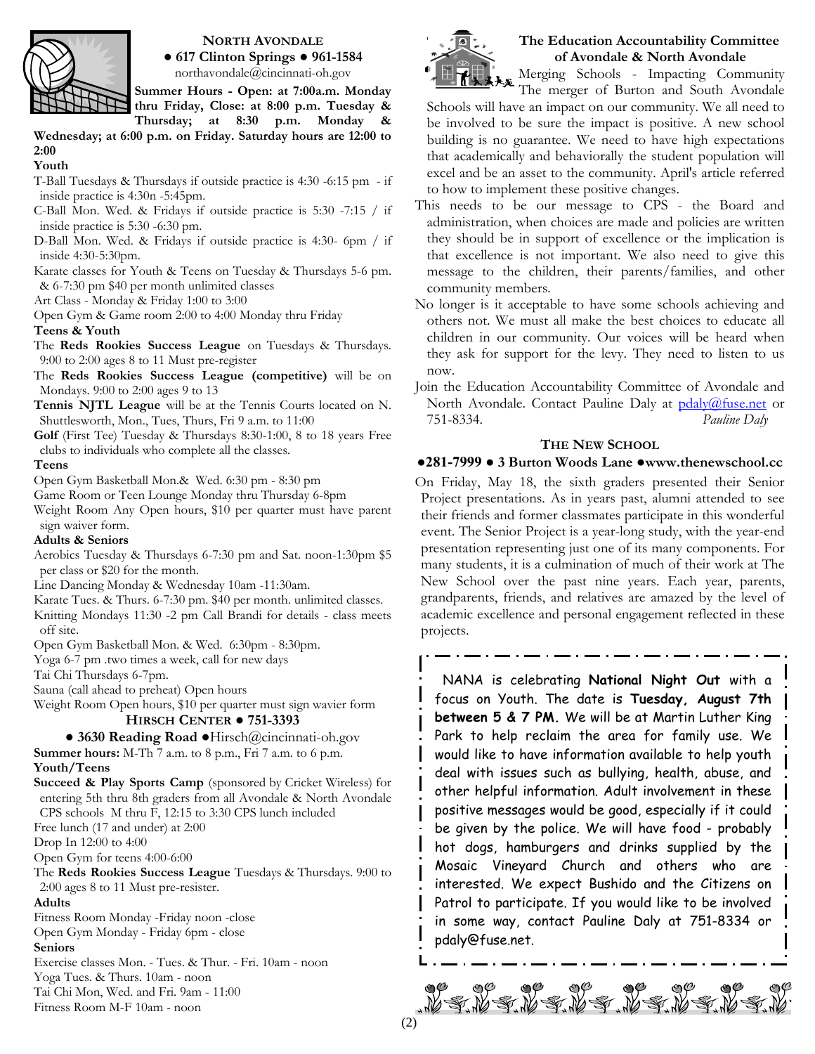## NORTH AVONDALE

**● 617 Clinton Springs ● 961-1584**

northavondale@cincinnati-oh.gov

**Summer Hours - Open: at 7:00a.m. Monday thru Friday, Close: at 8:00 p.m. Tuesday & Thursday; at 8:30 p.m. Monday & Wednesday; at 6:00 p.m. on Friday. Saturday hours are 12:00 to 2:00**

**Youth**

T-Ball Tuesdays & Thursdays if outside practice is 4:30 -6:15 pm - if inside practice is 4:30n -5:45pm.

C-Ball Mon. Wed. & Fridays if outside practice is 5:30 -7:15 / if inside practice is 5:30 -6:30 pm.

D-Ball Mon. Wed. & Fridays if outside practice is 4:30- 6pm / if inside 4:30-5:30pm.

Karate classes for Youth & Teens on Tuesday & Thursdays 5-6 pm. & 6-7:30 pm $40 per month unlimited classes

Art Class - Monday & Friday 1:00 to 3:00

Open Gym & Game room 2:00 to 4:00 Monday thru Friday

**Teens & Youth**

The **Reds Rookies Success League** on Tuesdays & Thursdays. 9:00 to 2:00 ages 8 to 11 Must pre-register

The **Reds Rookies Success League (competitive)** will be on Mondays. 9:00 to 2:00 ages 9 to 13

**Tennis NJTL League** will be at the Tennis Courts located on N. Shuttlesworth, Mon., Tues, Thurs, Fri 9 a.m. to 11:00

**Golf** (First Tee) Tuesday & Thursdays 8:30-1:00, 8 to 18 years Free clubs to individuals who complete all the classes.

**Teens**

Open Gym Basketball Mon.& Wed. 6:30 pm - 8:30 pm

Game Room or Teen Lounge Monday thru Thursday 6-8pm

Weight Room Any Open hours, $10 per quarter must have parent sign waiver form.

**Adults & Seniors**

Aerobics Tuesday & Thursdays 6-7:30 pm and Sat. noon-1:30pm $5 per class or $20 for the month.

Line Dancing Monday & Wednesday 10am -11:30am.

Karate Tues. & Thurs. 6-7:30 pm. $40 per month. unlimited classes.

Knitting Mondays 11:30 -2 pm Call Brandi for details - class meets off site.

Open Gym Basketball Mon. & Wed. 6:30pm - 8:30pm.

Yoga 6-7 pm .two times a week, call for new days

Tai Chi Thursdays 6-7pm.

Sauna (call ahead to preheat) Open hours

Weight Room Open hours, $10 per quarter must sign wavier form

## HIRSCH CENTER ● 751-3393

**● 3630 Reading Road ●**Hirsch@cincinnati-oh.gov

**Summer hours:** M-Th 7 a.m. to 8 p.m., Fri 7 a.m. to 6 p.m.

**Youth/Teens**

**Succeed & Play Sports Camp** (sponsored by Cricket Wireless) for entering 5th thru 8th graders from all Avondale & North Avondale CPS schools M thru F, 12:15 to 3:30 CPS lunch included

Free lunch (17 and under) at 2:00

Drop In 12:00 to 4:00

Open Gym for teens 4:00-6:00

The **Reds Rookies Success League** Tuesdays & Thursdays. 9:00 to 2:00 ages 8 to 11 Must pre-resister.

**Adults**

Fitness Room Monday -Friday noon -close

Open Gym Monday - Friday 6pm - close

**Seniors**

Exercise classes Mon. - Tues. & Thur. - Fri. 10am - noon

Yoga Tues. & Thurs. 10am - noon

Tai Chi Mon, Wed. and Fri. 9am - 11:00

Fitness Room M-F 10am - noon

## The Education Accountability Committee of Avondale & North Avondale

Merging Schools - Impacting Community

The merger of Burton and South Avondale Schools will have an impact on our community. We all need to be involved to be sure the impact is positive. A new school building is no guarantee. We need to have high expectations that academically and behaviorally the student population will excel and be an asset to the community. April's article referred to how to implement these positive changes.

This needs to be our message to CPS - the Board and administration, when choices are made and policies are written they should be in support of excellence or the implication is that excellence is not important. We also need to give this message to the children, their parents/families, and other community members.

No longer is it acceptable to have some schools achieving and others not. We must all make the best choices to educate all children in our community. Our voices will be heard when they ask for support for the levy. They need to listen to us now.

Join the Education Accountability Committee of Avondale and North Avondale. Contact Pauline Daly at pdaly@fuse.net or 751-8334.

*Pauline Daly*

## THE NEW SCHOOL

**●281-7999 ● 3 Burton Woods Lane ●www.thenewschool.cc**

On Friday, May 18, the sixth graders presented their Senior Project presentations. As in years past, alumni attended to see their friends and former classmates participate in this wonderful event. The Senior Project is a year-long study, with the year-end presentation representing just one of its many components. For many students, it is a culmination of much of their work at The New School over the past nine years. Each year, parents, grandparents, friends, and relatives are amazed by the level of academic excellence and personal engagement reflected in these projects.

NANA is celebrating **National Night Out** with a focus on Youth. The date is **Tuesday, August 7th between 5 & 7 PM.** We will be at Martin Luther King Park to help reclaim the area for family use. We would like to have information available to help youth deal with issues such as bullying, health, abuse, and other helpful information. Adult involvement in these positive messages would be good, especially if it could be given by the police. We will have food - probably hot dogs, hamburgers and drinks supplied by the Mosaic Vineyard Church and others who are interested. We expect Bushido and the Citizens on Patrol to participate. If you would like to be involved in some way, contact Pauline Daly at 751-8334 or pdaly@fuse.net.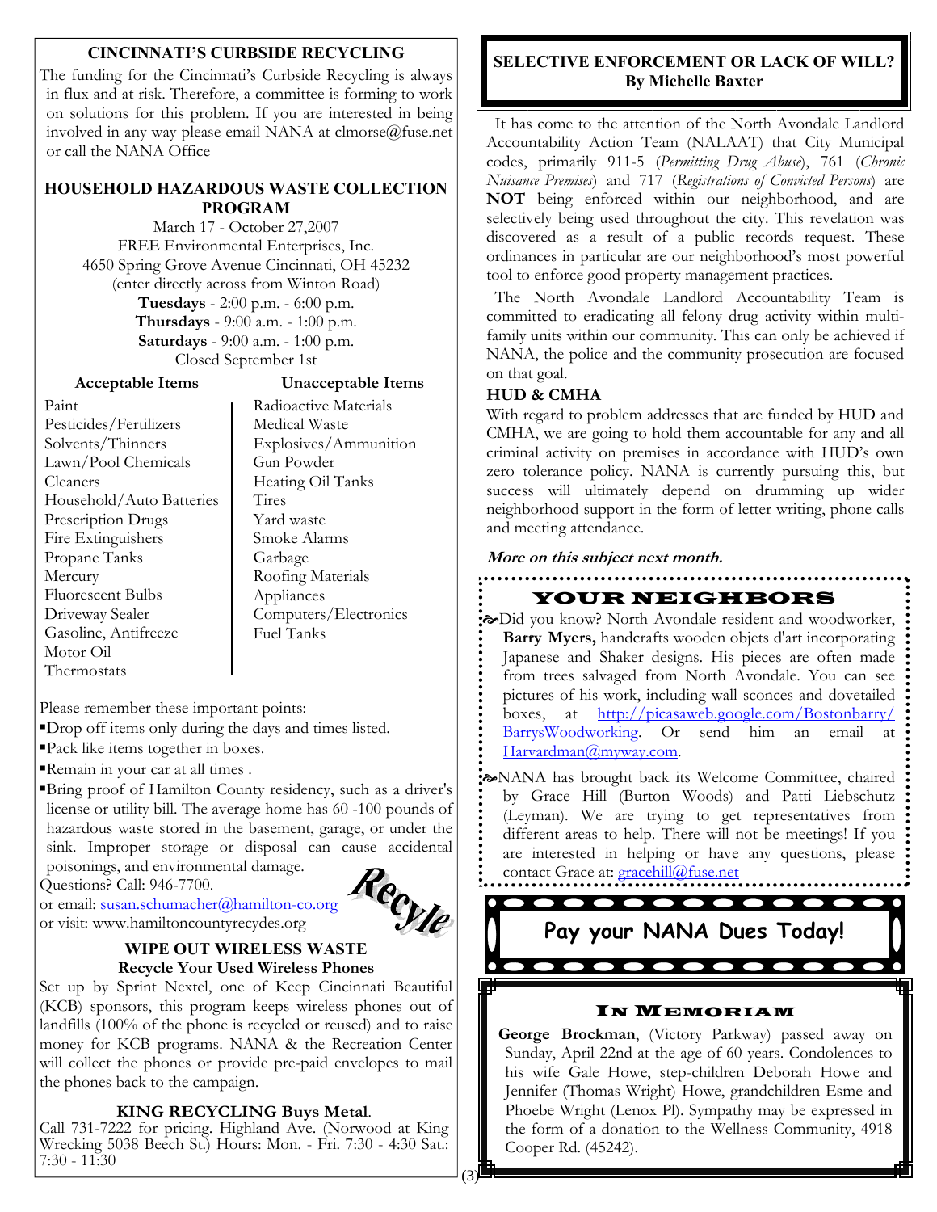## CINCINNATI'S CURBSIDE RECYCLING

The funding for the Cincinnati's Curbside Recycling is always in flux and at risk. Therefore, a committee is forming to work on solutions for this problem. If you are interested in being involved in any way please email NANA at clmorse@fuse.net or call the NANA Office

## HOUSEHOLD HAZARDOUS WASTE COLLECTION PROGRAM

March 17 - October 27,2007
FREE Environmental Enterprises, Inc.
4650 Spring Grove Avenue Cincinnati, OH 45232
(enter directly across from Winton Road)
**Tuesdays** - 2:00 p.m. - 6:00 p.m.
**Thursdays** - 9:00 a.m. - 1:00 p.m.
**Saturdays** - 9:00 a.m. - 1:00 p.m.
Closed September 1st

| Acceptable Items | Unacceptable Items |
|---|---|
| Paint | Radioactive Materials |
| Pesticides/Fertilizers | Medical Waste |
| Solvents/Thinners | Explosives/Ammunition |
| Lawn/Pool Chemicals | Gun Powder |
| Cleaners | Heating Oil Tanks |
| Household/Auto Batteries | Tires |
| Prescription Drugs | Yard waste |
| Fire Extinguishers | Smoke Alarms |
| Propane Tanks | Garbage |
| Mercury | Roofing Materials |
| Fluorescent Bulbs | Appliances |
| Driveway Sealer | Computers/Electronics |
| Gasoline, Antifreeze | Fuel Tanks |
| Motor Oil | |
| Thermostats | |

Please remember these important points:

- Drop off items only during the days and times listed.
- Pack like items together in boxes.
- Remain in your car at all times .
- Bring proof of Hamilton County residency, such as a driver's license or utility bill. The average home has 60 -100 pounds of hazardous waste stored in the basement, garage, or under the sink. Improper storage or disposal can cause accidental poisonings, and environmental damage.

Questions? Call: 946-7700.
or email: susan.schumacher@hamilton-co.org
or visit: www.hamiltoncountyrecydes.org

Recyle

## WIPE OUT WIRELESS WASTE
### Recycle Your Used Wireless Phones

Set up by Sprint Nextel, one of Keep Cincinnati Beautiful (KCB) sponsors, this program keeps wireless phones out of landfills (100% of the phone is recycled or reused) and to raise money for KCB programs. NANA & the Recreation Center will collect the phones or provide pre-paid envelopes to mail the phones back to the campaign.

## KING RECYCLING Buys Metal.

Call 731-7222 for pricing. Highland Ave. (Norwood at King Wrecking 5038 Beech St.) Hours: Mon. - Fri. 7:30 - 4:30 Sat.: 7:30 - 11:30

## SELECTIVE ENFORCEMENT OR LACK OF WILL?
**By Michelle Baxter**

It has come to the attention of the North Avondale Landlord Accountability Action Team (NALAAT) that City Municipal codes, primarily 911-5 (*Permitting Drug Abuse*), 761 (*Chronic Nuisance Premises*) and 717 (*Registrations of Convicted Persons*) are **NOT** being enforced within our neighborhood, and are selectively being used throughout the city. This revelation was discovered as a result of a public records request. These ordinances in particular are our neighborhood's most powerful tool to enforce good property management practices.

The North Avondale Landlord Accountability Team is committed to eradicating all felony drug activity within multi-family units within our community. This can only be achieved if NANA, the police and the community prosecution are focused on that goal.

### HUD & CMHA

With regard to problem addresses that are funded by HUD and CMHA, we are going to hold them accountable for any and all criminal activity on premises in accordance with HUD's own zero tolerance policy. NANA is currently pursuing this, but success will ultimately depend on drumming up wider neighborhood support in the form of letter writing, phone calls and meeting attendance.

***More on this subject next month.***

## YOUR NEIGHBORS

- Did you know? North Avondale resident and woodworker, **Barry Myers,** handcrafts wooden objets d'art incorporating Japanese and Shaker designs. His pieces are often made from trees salvaged from North Avondale. You can see pictures of his work, including wall sconces and dovetailed boxes, at http://picasaweb.google.com/Bostonbarry/BarrysWoodworking. Or send him an email at Harvardman@myway.com.
- NANA has brought back its Welcome Committee, chaired by Grace Hill (Burton Woods) and Patti Liebschutz (Leyman). We are trying to get representatives from different areas to help. There will not be meetings! If you are interested in helping or have any questions, please contact Grace at: gracehill@fuse.net

**Pay your NANA Dues Today!**

## In Memoriam

**George Brockman**, (Victory Parkway) passed away on Sunday, April 22nd at the age of 60 years. Condolences to his wife Gale Howe, step-children Deborah Howe and Jennifer (Thomas Wright) Howe, grandchildren Esme and Phoebe Wright (Lenox Pl). Sympathy may be expressed in the form of a donation to the Wellness Community, 4918 Cooper Rd. (45242).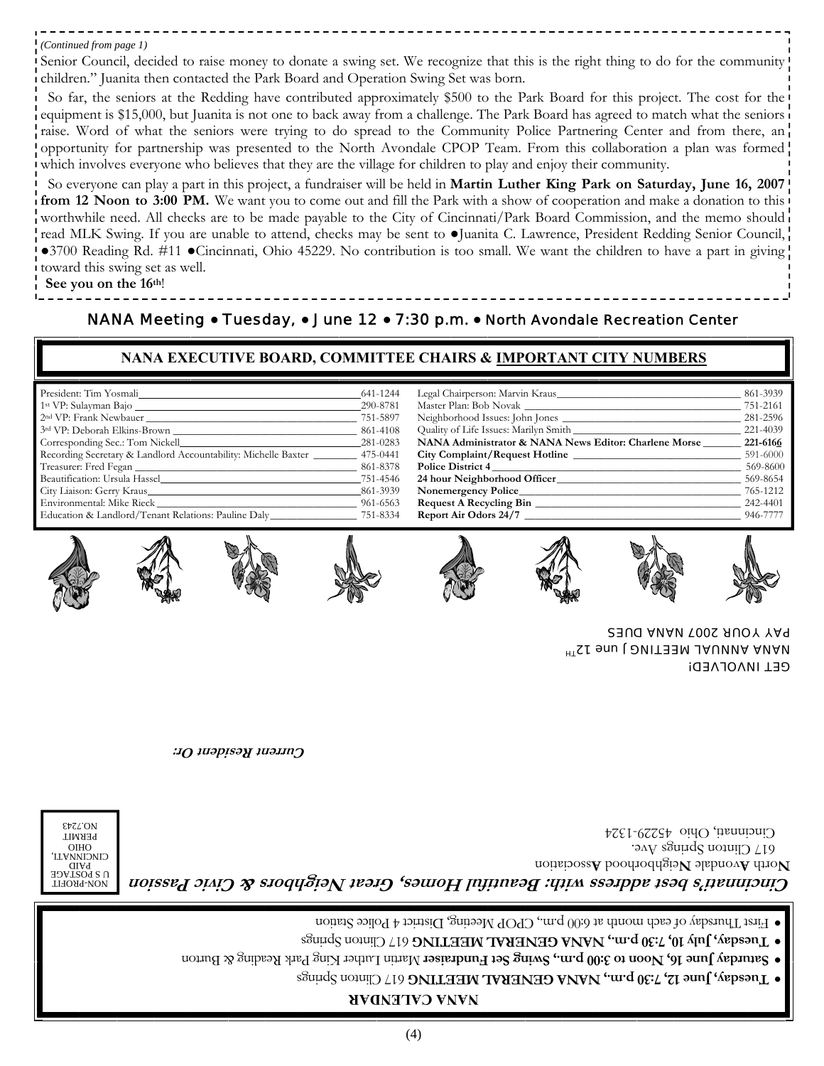*(Continued from page 1)*

Senior Council, decided to raise money to donate a swing set. We recognize that this is the right thing to do for the community children." Juanita then contacted the Park Board and Operation Swing Set was born.

So far, the seniors at the Redding have contributed approximately $500 to the Park Board for this project. The cost for the equipment is $15,000, but Juanita is not one to back away from a challenge. The Park Board has agreed to match what the seniors raise. Word of what the seniors were trying to do spread to the Community Police Partnering Center and from there, an opportunity for partnership was presented to the North Avondale CPOP Team. From this collaboration a plan was formed which involves everyone who believes that they are the village for children to play and enjoy their community.

So everyone can play a part in this project, a fundraiser will be held in **Martin Luther King Park on Saturday, June 16, 2007 from 12 Noon to 3:00 PM.** We want you to come out and fill the Park with a show of cooperation and make a donation to this worthwhile need. All checks are to be made payable to the City of Cincinnati/Park Board Commission, and the memo should read MLK Swing. If you are unable to attend, checks may be sent to ●Juanita C. Lawrence, President Redding Senior Council, ●3700 Reading Rd. #11 ●Cincinnati, Ohio 45229. No contribution is too small. We want the children to have a part in giving toward this swing set as well.

**See you on the 16th!**

NANA Meeting • Tuesday, • June 12 • 7:30 p.m. • North Avondale Recreation Center

## NANA EXECUTIVE BOARD, COMMITTEE CHAIRS & IMPORTANT CITY NUMBERS

| | | | |
|---|---|---|---|
| President: Tim Yosmali | 641-1244 | Legal Chairperson: Marvin Kraus | 861-3939 |
| 1st VP: Sulayman Bajo | 290-8781 | Master Plan: Bob Novak | 751-2161 |
| 2nd VP: Frank Newbauer | 751-5897 | Neighborhood Issues: John Jones | 281-2596 |
| 3rd VP: Deborah Elkins-Brown | 861-4108 | Quality of Life Issues: Marilyn Smith | 221-4039 |
| Corresponding Sec.: Tom Nickell | 281-0283 | **NANA Administrator & NANA News Editor: Charlene Morse** | **221-6166** |
| Recording Secretary & Landlord Accountability: Michelle Baxter | 475-0441 | **City Complaint/Request Hotline** | 591-6000 |
| Treasurer: Fred Fegan | 861-8378 | **Police District 4** | 569-8600 |
| Beautification: Ursula Hassel | 751-4546 | **24 hour Neighborhood Officer** | 569-8654 |
| City Liaison: Gerry Kraus | 861-3939 | **Nonemergency Police** | 765-1212 |
| Environmental: Mike Rieck | 961-6563 | **Request A Recycling Bin** | 242-4401 |
| Education & Landlord/Tenant Relations: Pauline Daly | 751-8334 | **Report Air Odors 24/7** | 946-7777 |

PAY YOUR 2007 NANA DUES
NANA ANNUAL MEETING June 12TH
GET INVOLVED!

*Current Resident Or:*

NON-PROFIT
U S POSTAGE
PAID
CINCINNATI,
OHIO
PERMIT
NO.7243

North Avondale Neighborhood Association
617 Clinton Springs Ave.
Cincinnati, Ohio 45229-1324

***Cincinnati's best address with: Beautiful Homes, Great Neighbors & Civic Passion***

**NANA CALENDAR**

- **Tuesday, June 12, 7:30 p.m., NANA GENERAL MEETING** 617 Clinton Springs
- **Saturday June 16, Noon to 3:00 p.m., Swing Set Fundraiser** Martin Luther King Park Reading & Burton
- **Tuesday, July 10, 7:30 p.m., NANA GENERAL MEETING** 617 Clinton Springs
- First Thursday of each month at 6:00 p.m., CPOP Meeting, District 4 Police Station